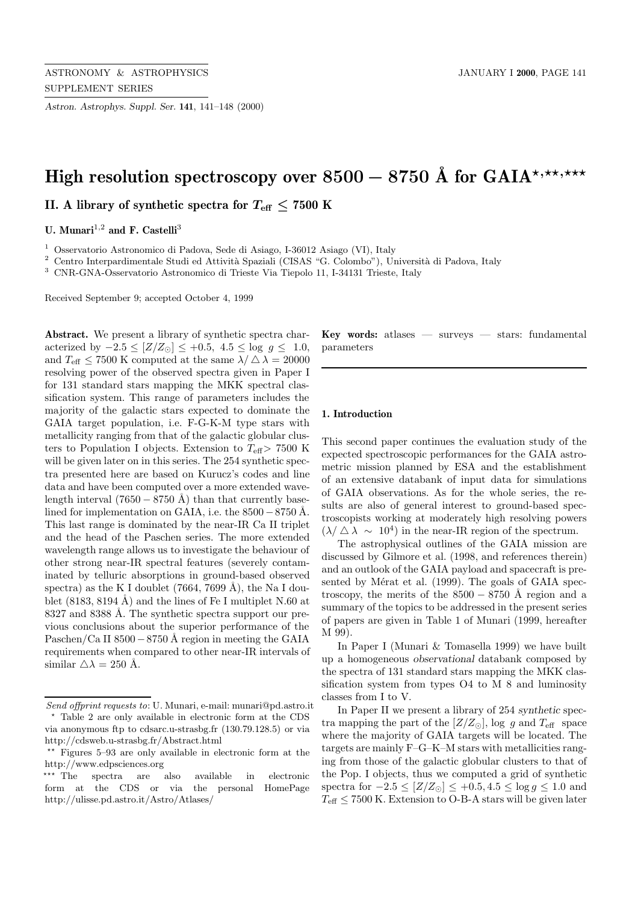# High resolution spectroscopy over 8500 − 8750 Å for GAIA[⋆,⋆⋆,⋆⋆⋆]

## II. A library of synthetic spectra for $T_{\rm eff} \leq 7500$ K

**U. Munari**[1,2] **and F. Castelli**[3]

[1] Osservatorio Astronomico di Padova, Sede di Asiago, I-36012 Asiago (VI), Italy

[2] Centro Interpardimentale Studi ed Attività Spaziali (CISAS "G. Colombo"), Università di Padova, Italy

[3] CNR-GNA-Osservatorio Astronomico di Trieste Via Tiepolo 11, I-34131 Trieste, Italy

Received September 9; accepted October 4, 1999

**Abstract.** We present a library of synthetic spectra characterized by $-2.5 \leq [Z/Z_{\odot}] \leq +0.5$, $4.5 \leq \log\ g \leq\ 1.0$, and $T_{\rm eff} \leq 7500$ K computed at the same $\lambda/\triangle\lambda = 20000$ resolving power of the observed spectra given in Paper I for 131 standard stars mapping the MKK spectral classification system. This range of parameters includes the majority of the galactic stars expected to dominate the GAIA target population, i.e. F-G-K-M type stars with metallicity ranging from that of the galactic globular clusters to Population I objects. Extension to $T_{\rm eff} > 7500$ K will be given later on in this series. The 254 synthetic spectra presented here are based on Kurucz's codes and line data and have been computed over a more extended wavelength interval (7650 − 8750 Å) than that currently baselined for implementation on GAIA, i.e. the 8500 − 8750 Å. This last range is dominated by the near-IR Ca II triplet and the head of the Paschen series. The more extended wavelength range allows us to investigate the behaviour of other strong near-IR spectral features (severely contaminated by telluric absorptions in ground-based observed spectra) as the K I doublet (7664, 7699 Å), the Na I doublet (8183, 8194 Å) and the lines of Fe I multiplet N.60 at 8327 and 8388 Å. The synthetic spectra support our previous conclusions about the superior performance of the Paschen/Ca II 8500 − 8750 Å region in meeting the GAIA requirements when compared to other near-IR intervals of similar $\triangle\lambda = 250$ Å.

**Key words:** atlases — surveys — stars: fundamental parameters

### 1. Introduction

This second paper continues the evaluation study of the expected spectroscopic performances for the GAIA astrometric mission planned by ESA and the establishment of an extensive databank of input data for simulations of GAIA observations. As for the whole series, the results are also of general interest to ground-based spectroscopists working at moderately high resolving powers ($\lambda/\triangle\lambda \sim 10^4$) in the near-IR region of the spectrum.

The astrophysical outlines of the GAIA mission are discussed by Gilmore et al. (1998, and references therein) and an outlook of the GAIA payload and spacecraft is presented by Mérat et al. (1999). The goals of GAIA spectroscopy, the merits of the 8500 − 8750 Å region and a summary of the topics to be addressed in the present series of papers are given in Table 1 of Munari (1999, hereafter M 99).

In Paper I (Munari & Tomasella 1999) we have built up a homogeneous *observational* databank composed by the spectra of 131 standard stars mapping the MKK classification system from types O4 to M 8 and luminosity classes from I to V.

In Paper II we present a library of 254 *synthetic* spectra mapping the part of the $[Z/Z_{\odot}]$, log $g$ and $T_{\rm eff}$ space where the majority of GAIA targets will be located. The targets are mainly F–G–K–M stars with metallicities ranging from those of the galactic globular clusters to that of the Pop. I objects, thus we computed a grid of synthetic spectra for $-2.5 \leq [Z/Z_{\odot}] \leq +0.5, 4.5 \leq \log g \leq 1.0$ and $T_{\rm eff} \leq 7500$ K. Extension to O-B-A stars will be given later

---

*Send offprint requests to*: U. Munari, e-mail: munari@pd.astro.it

⋆ Table 2 are only available in electronic form at the CDS via anonymous ftp to cdsarc.u-strasbg.fr (130.79.128.5) or via http://cdsweb.u-strasbg.fr/Abstract.html

⋆⋆ Figures 5–93 are only available in electronic form at the http://www.edpsciences.org

⋆⋆⋆ The spectra are also available in electronic form at the CDS or via the personal HomePage http://ulisse.pd.astro.it/Astro/Atlases/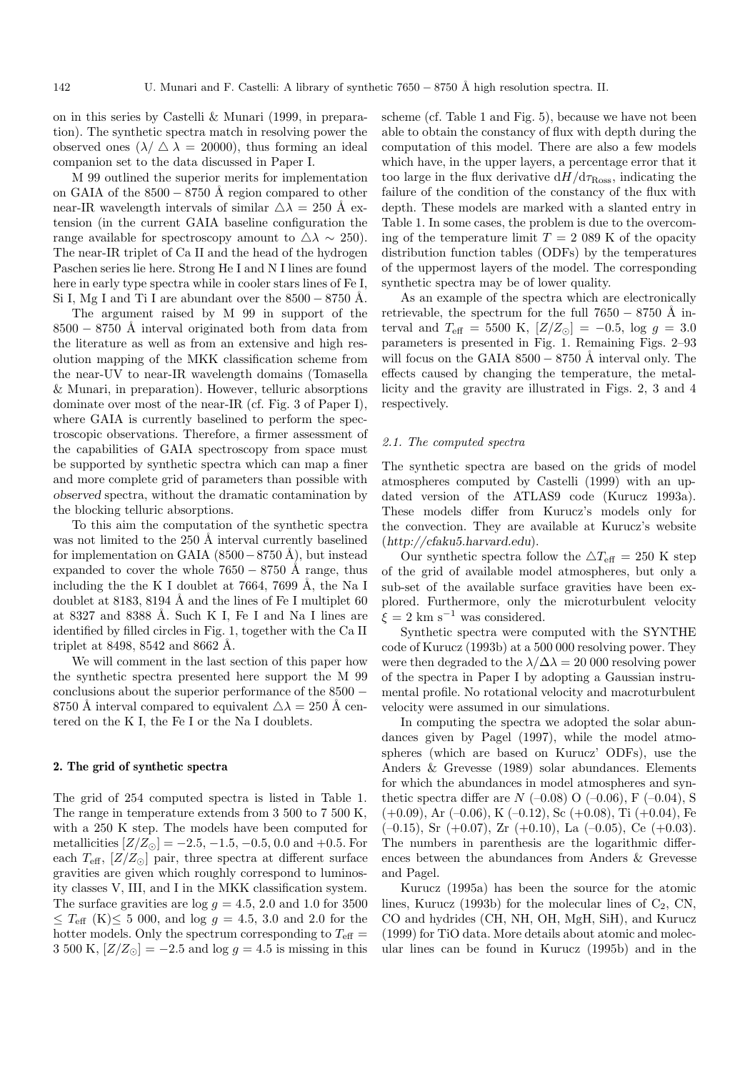on in this series by Castelli & Munari (1999, in preparation). The synthetic spectra match in resolving power the observed ones ($\lambda/\triangle\lambda = 20000$), thus forming an ideal companion set to the data discussed in Paper I.

M 99 outlined the superior merits for implementation on GAIA of the $8500-8750$ Å region compared to other near-IR wavelength intervals of similar $\triangle\lambda = 250$ Å extension (in the current GAIA baseline configuration the range available for spectroscopy amount to $\triangle\lambda \sim 250$). The near-IR triplet of Ca II and the head of the hydrogen Paschen series lie here. Strong He I and N I lines are found here in early type spectra while in cooler stars lines of Fe I, Si I, Mg I and Ti I are abundant over the $8500-8750$ Å.

The argument raised by M 99 in support of the $8500-8750$ Å interval originated both from data from the literature as well as from an extensive and high resolution mapping of the MKK classification scheme from the near-UV to near-IR wavelength domains (Tomasella & Munari, in preparation). However, telluric absorptions dominate over most of the near-IR (cf. Fig. 3 of Paper I), where GAIA is currently baselined to perform the spectroscopic observations. Therefore, a firmer assessment of the capabilities of GAIA spectroscopy from space must be supported by synthetic spectra which can map a finer and more complete grid of parameters than possible with *observed* spectra, without the dramatic contamination by the blocking telluric absorptions.

To this aim the computation of the synthetic spectra was not limited to the 250 Å interval currently baselined for implementation on GAIA ($8500-8750$ Å), but instead expanded to cover the whole $7650-8750$ Å range, thus including the the K I doublet at 7664, 7699 Å, the Na I doublet at 8183, 8194 Å and the lines of Fe I multiplet 60 at 8327 and 8388 Å. Such K I, Fe I and Na I lines are identified by filled circles in Fig. 1, together with the Ca II triplet at 8498, 8542 and 8662 Å.

We will comment in the last section of this paper how the synthetic spectra presented here support the M 99 conclusions about the superior performance of the $8500-8750$ Å interval compared to equivalent $\triangle\lambda = 250$ Å centered on the K I, the Fe I or the Na I doublets.

## 2. The grid of synthetic spectra

The grid of 254 computed spectra is listed in Table 1. The range in temperature extends from 3 500 to 7 500 K, with a 250 K step. The models have been computed for metallicities $[Z/Z_{\odot}] = -2.5, -1.5, -0.5, 0.0$ and $+0.5$. For each $T_{\rm eff}$, $[Z/Z_{\odot}]$ pair, three spectra at different surface gravities are given which roughly correspond to luminosity classes V, III, and I in the MKK classification system. The surface gravities are $\log g = 4.5$, 2.0 and 1.0 for $3500 \leq T_{\rm eff}$ (K)$\leq 5\,000$, and $\log g = 4.5$, 3.0 and 2.0 for the hotter models. Only the spectrum corresponding to $T_{\rm eff} = 3\,500$ K, $[Z/Z_{\odot}] = -2.5$ and $\log g = 4.5$ is missing in this scheme (cf. Table 1 and Fig. 5), because we have not been able to obtain the constancy of flux with depth during the computation of this model. There are also a few models which have, in the upper layers, a percentage error that it too large in the flux derivative $dH/d\tau_{\rm Ross}$, indicating the failure of the condition of the constancy of the flux with depth. These models are marked with a slanted entry in Table 1. In some cases, the problem is due to the overcoming of the temperature limit $T = 2\,089$ K of the opacity distribution function tables (ODFs) by the temperatures of the uppermost layers of the model. The corresponding synthetic spectra may be of lower quality.

As an example of the spectra which are electronically retrievable, the spectrum for the full $7650-8750$ Å interval and $T_{\rm eff} = 5500$ K, $[Z/Z_{\odot}] = -0.5$, $\log g = 3.0$ parameters is presented in Fig. 1. Remaining Figs. 2–93 will focus on the GAIA $8500-8750$ Å interval only. The effects caused by changing the temperature, the metallicity and the gravity are illustrated in Figs. 2, 3 and 4 respectively.

### 2.1. The computed spectra

The synthetic spectra are based on the grids of model atmospheres computed by Castelli (1999) with an updated version of the ATLAS9 code (Kurucz 1993a). These models differ from Kurucz's models only for the convection. They are available at Kurucz's website (*http://cfaku5.harvard.edu*).

Our synthetic spectra follow the $\triangle T_{\rm eff} = 250$ K step of the grid of available model atmospheres, but only a sub-set of the available surface gravities have been explored. Furthermore, only the microturbulent velocity $\xi = 2$ km s$^{-1}$ was considered.

Synthetic spectra were computed with the SYNTHE code of Kurucz (1993b) at a 500 000 resolving power. They were then degraded to the $\lambda/\Delta\lambda = 20\,000$ resolving power of the spectra in Paper I by adopting a Gaussian instrumental profile. No rotational velocity and macroturbulent velocity were assumed in our simulations.

In computing the spectra we adopted the solar abundances given by Pagel (1997), while the model atmospheres (which are based on Kurucz' ODFs), use the Anders & Grevesse (1989) solar abundances. Elements for which the abundances in model atmospheres and synthetic spectra differ are N (–0.08) O (–0.06), F (–0.04), S (+0.09), Ar (–0.06), K (–0.12), Sc (+0.08), Ti (+0.04), Fe (–0.15), Sr (+0.07), Zr (+0.10), La (–0.05), Ce (+0.03). The numbers in parenthesis are the logarithmic differences between the abundances from Anders & Grevesse and Pagel.

Kurucz (1995a) has been the source for the atomic lines, Kurucz (1993b) for the molecular lines of $C_2$, CN, CO and hydrides (CH, NH, OH, MgH, SiH), and Kurucz (1999) for TiO data. More details about atomic and molecular lines can be found in Kurucz (1995b) and in the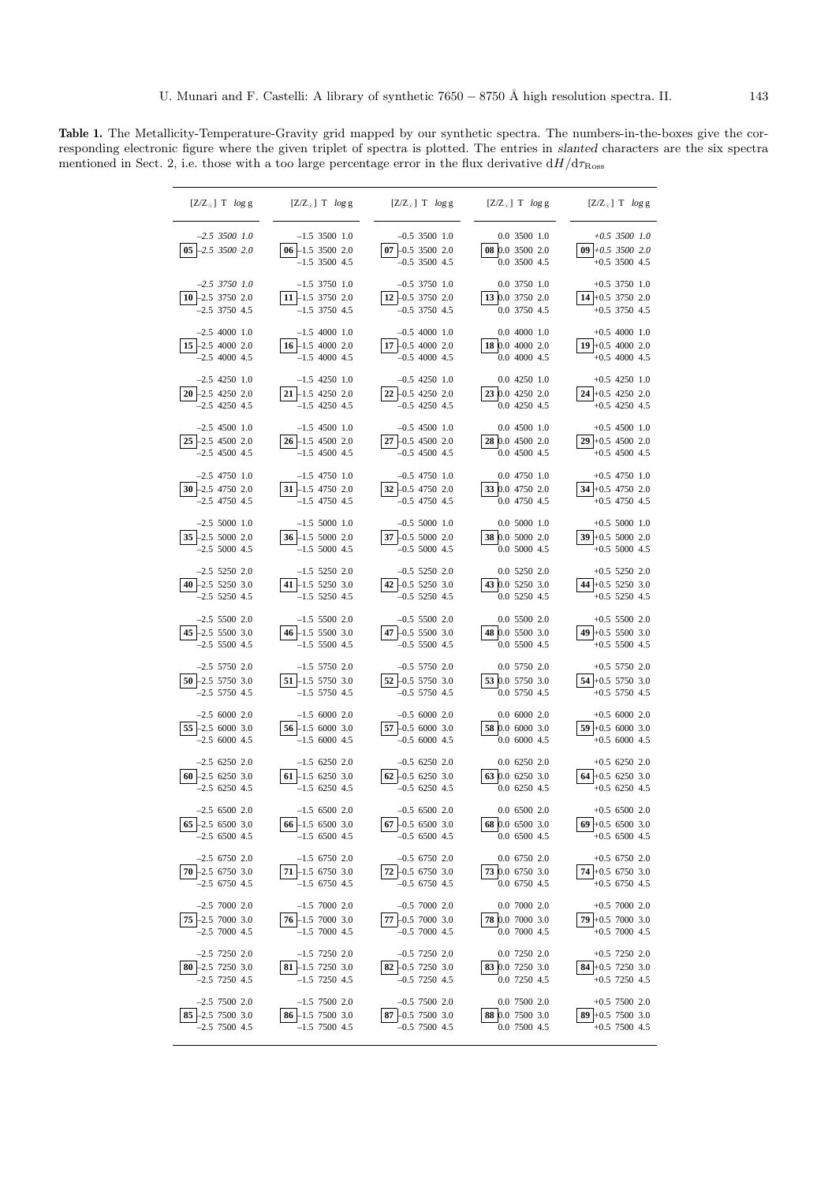**Table 1.** The Metallicity-Temperature-Gravity grid mapped by our synthetic spectra. The numbers-in-the-boxes give the corresponding electronic figure where the given triplet of spectra is plotted. The entries in *slanted* characters are the six spectra mentioned in Sect. 2, i.e. those with a too large percentage error in the flux derivative $dH/d\tau_{\rm Ross}$

| Fig. | [Z/Z⊙] T log g | Fig. | [Z/Z⊙] T log g | Fig. | [Z/Z⊙] T log g | Fig. | [Z/Z⊙] T log g | Fig. | [Z/Z⊙] T log g |
|---|---|---|---|---|---|---|---|---|---|
| | *–2.5 3500 1.0* | | –1.5 3500 1.0 | | –0.5 3500 1.0 | | 0.0 3500 1.0 | | *+0.5 3500 1.0* |
| **05** | *–2.5 3500 2.0* | **06** | –1.5 3500 2.0 | **07** | –0.5 3500 2.0 | **08** | 0.0 3500 2.0 | **09** | *+0.5 3500 2.0* |
| | | | –1.5 3500 4.5 | | –0.5 3500 4.5 | | 0.0 3500 4.5 | | +0.5 3500 4.5 |
| | *–2.5 3750 1.0* | | –1.5 3750 1.0 | | –0.5 3750 1.0 | | 0.0 3750 1.0 | | +0.5 3750 1.0 |
| **10** | –2.5 3750 2.0 | **11** | –1.5 3750 2.0 | **12** | –0.5 3750 2.0 | **13** | 0.0 3750 2.0 | **14** | +0.5 3750 2.0 |
| | –2.5 3750 4.5 | | –1.5 3750 4.5 | | –0.5 3750 4.5 | | 0.0 3750 4.5 | | +0.5 3750 4.5 |
| | –2.5 4000 1.0 | | –1.5 4000 1.0 | | –0.5 4000 1.0 | | 0.0 4000 1.0 | | +0.5 4000 1.0 |
| **15** | –2.5 4000 2.0 | **16** | –1.5 4000 2.0 | **17** | –0.5 4000 2.0 | **18** | 0.0 4000 2.0 | **19** | +0.5 4000 2.0 |
| | –2.5 4000 4.5 | | –1.5 4000 4.5 | | –0.5 4000 4.5 | | 0.0 4000 4.5 | | +0.5 4000 4.5 |
| | –2.5 4250 1.0 | | –1.5 4250 1.0 | | –0.5 4250 1.0 | | 0.0 4250 1.0 | | +0.5 4250 1.0 |
| **20** | –2.5 4250 2.0 | **21** | –1.5 4250 2.0 | **22** | –0.5 4250 2.0 | **23** | 0.0 4250 2.0 | **24** | +0.5 4250 2.0 |
| | –2.5 4250 4.5 | | –1.5 4250 4.5 | | –0.5 4250 4.5 | | 0.0 4250 4.5 | | +0.5 4250 4.5 |
| | –2.5 4500 1.0 | | –1.5 4500 1.0 | | –0.5 4500 1.0 | | 0.0 4500 1.0 | | +0.5 4500 1.0 |
| **25** | –2.5 4500 2.0 | **26** | –1.5 4500 2.0 | **27** | –0.5 4500 2.0 | **28** | 0.0 4500 2.0 | **29** | +0.5 4500 2.0 |
| | –2.5 4500 4.5 | | –1.5 4500 4.5 | | –0.5 4500 4.5 | | 0.0 4500 4.5 | | +0.5 4500 4.5 |
| | –2.5 4750 1.0 | | –1.5 4750 1.0 | | –0.5 4750 1.0 | | 0.0 4750 1.0 | | +0.5 4750 1.0 |
| **30** | –2.5 4750 2.0 | **31** | –1.5 4750 2.0 | **32** | –0.5 4750 2.0 | **33** | 0.0 4750 2.0 | **34** | +0.5 4750 2.0 |
| | –2.5 4750 4.5 | | –1.5 4750 4.5 | | –0.5 4750 4.5 | | 0.0 4750 4.5 | | +0.5 4750 4.5 |
| | –2.5 5000 1.0 | | –1.5 5000 1.0 | | –0.5 5000 1.0 | | 0.0 5000 1.0 | | +0.5 5000 1.0 |
| **35** | –2.5 5000 2.0 | **36** | –1.5 5000 2.0 | **37** | –0.5 5000 2.0 | **38** | 0.0 5000 2.0 | **39** | +0.5 5000 2.0 |
| | –2.5 5000 4.5 | | –1.5 5000 4.5 | | –0.5 5000 4.5 | | 0.0 5000 4.5 | | +0.5 5000 4.5 |
| | –2.5 5250 2.0 | | –1.5 5250 2.0 | | –0.5 5250 2.0 | | 0.0 5250 2.0 | | +0.5 5250 2.0 |
| **40** | –2.5 5250 3.0 | **41** | –1.5 5250 3.0 | **42** | –0.5 5250 3.0 | **43** | 0.0 5250 3.0 | **44** | +0.5 5250 3.0 |
| | –2.5 5250 4.5 | | –1.5 5250 4.5 | | –0.5 5250 4.5 | | 0.0 5250 4.5 | | +0.5 5250 4.5 |
| | –2.5 5500 2.0 | | –1.5 5500 2.0 | | –0.5 5500 2.0 | | 0.0 5500 2.0 | | +0.5 5500 2.0 |
| **45** | –2.5 5500 3.0 | **46** | –1.5 5500 3.0 | **47** | –0.5 5500 3.0 | **48** | 0.0 5500 3.0 | **49** | +0.5 5500 3.0 |
| | –2.5 5500 4.5 | | –1.5 5500 4.5 | | –0.5 5500 4.5 | | 0.0 5500 4.5 | | +0.5 5500 4.5 |
| | –2.5 5750 2.0 | | –1.5 5750 2.0 | | –0.5 5750 2.0 | | 0.0 5750 2.0 | | +0.5 5750 2.0 |
| **50** | –2.5 5750 3.0 | **51** | –1.5 5750 3.0 | **52** | –0.5 5750 3.0 | **53** | 0.0 5750 3.0 | **54** | +0.5 5750 3.0 |
| | –2.5 5750 4.5 | | –1.5 5750 4.5 | | –0.5 5750 4.5 | | 0.0 5750 4.5 | | +0.5 5750 4.5 |
| | –2.5 6000 2.0 | | –1.5 6000 2.0 | | –0.5 6000 2.0 | | 0.0 6000 2.0 | | +0.5 6000 2.0 |
| **55** | –2.5 6000 3.0 | **56** | –1.5 6000 3.0 | **57** | –0.5 6000 3.0 | **58** | 0.0 6000 3.0 | **59** | +0.5 6000 3.0 |
| | –2.5 6000 4.5 | | –1.5 6000 4.5 | | –0.5 6000 4.5 | | 0.0 6000 4.5 | | +0.5 6000 4.5 |
| | –2.5 6250 2.0 | | –1.5 6250 2.0 | | –0.5 6250 2.0 | | 0.0 6250 2.0 | | +0.5 6250 2.0 |
| **60** | –2.5 6250 3.0 | **61** | –1.5 6250 3.0 | **62** | –0.5 6250 3.0 | **63** | 0.0 6250 3.0 | **64** | +0.5 6250 3.0 |
| | –2.5 6250 4.5 | | –1.5 6250 4.5 | | –0.5 6250 4.5 | | 0.0 6250 4.5 | | +0.5 6250 4.5 |
| | –2.5 6500 2.0 | | –1.5 6500 2.0 | | –0.5 6500 2.0 | | 0.0 6500 2.0 | | +0.5 6500 2.0 |
| **65** | –2.5 6500 3.0 | **66** | –1.5 6500 3.0 | **67** | –0.5 6500 3.0 | **68** | 0.0 6500 3.0 | **69** | +0.5 6500 3.0 |
| | –2.5 6500 4.5 | | –1.5 6500 4.5 | | –0.5 6500 4.5 | | 0.0 6500 4.5 | | +0.5 6500 4.5 |
| | –2.5 6750 2.0 | | –1.5 6750 2.0 | | –0.5 6750 2.0 | | 0.0 6750 2.0 | | +0.5 6750 2.0 |
| **70** | –2.5 6750 3.0 | **71** | –1.5 6750 3.0 | **72** | –0.5 6750 3.0 | **73** | 0.0 6750 3.0 | **74** | +0.5 6750 3.0 |
| | –2.5 6750 4.5 | | –1.5 6750 4.5 | | –0.5 6750 4.5 | | 0.0 6750 4.5 | | +0.5 6750 4.5 |
| | –2.5 7000 2.0 | | –1.5 7000 2.0 | | –0.5 7000 2.0 | | 0.0 7000 2.0 | | +0.5 7000 2.0 |
| **75** | –2.5 7000 3.0 | **76** | –1.5 7000 3.0 | **77** | –0.5 7000 3.0 | **78** | 0.0 7000 3.0 | **79** | +0.5 7000 3.0 |
| | –2.5 7000 4.5 | | –1.5 7000 4.5 | | –0.5 7000 4.5 | | 0.0 7000 4.5 | | +0.5 7000 4.5 |
| | –2.5 7250 2.0 | | –1.5 7250 2.0 | | –0.5 7250 2.0 | | 0.0 7250 2.0 | | +0.5 7250 2.0 |
| **80** | –2.5 7250 3.0 | **81** | –1.5 7250 3.0 | **82** | –0.5 7250 3.0 | **83** | 0.0 7250 3.0 | **84** | +0.5 7250 3.0 |
| | –2.5 7250 4.5 | | –1.5 7250 4.5 | | –0.5 7250 4.5 | | 0.0 7250 4.5 | | +0.5 7250 4.5 |
| | –2.5 7500 2.0 | | –1.5 7500 2.0 | | –0.5 7500 2.0 | | 0.0 7500 2.0 | | +0.5 7500 2.0 |
| **85** | –2.5 7500 3.0 | **86** | –1.5 7500 3.0 | **87** | –0.5 7500 3.0 | **88** | 0.0 7500 3.0 | **89** | +0.5 7500 3.0 |
| | –2.5 7500 4.5 | | –1.5 7500 4.5 | | –0.5 7500 4.5 | | 0.0 7500 4.5 | | +0.5 7500 4.5 |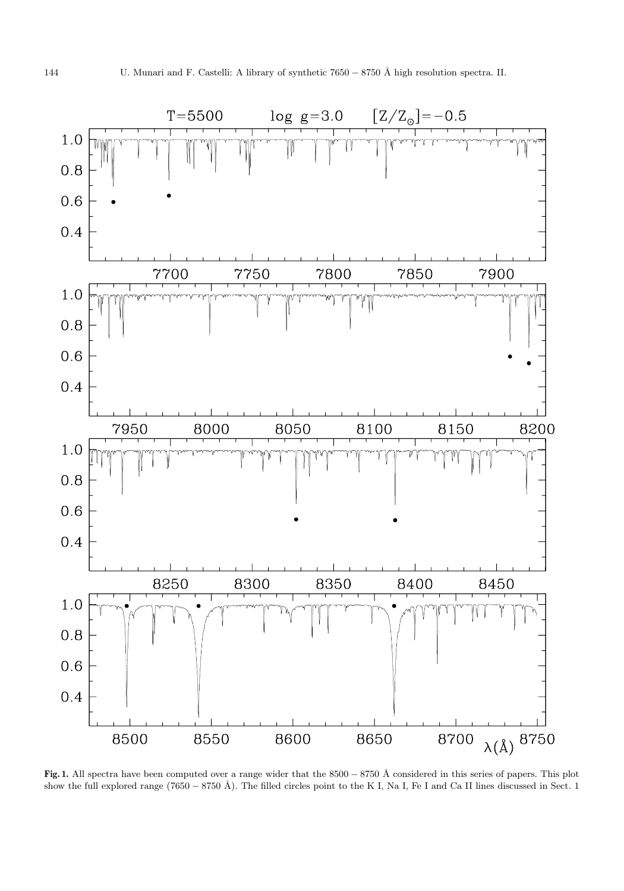**Fig. 1.** All spectra have been computed over a range wider that the 8500 − 8750 Å considered in this series of papers. This plot show the full explored range (7650 − 8750 Å). The filled circles point to the K I, Na I, Fe I and Ca II lines discussed in Sect. 1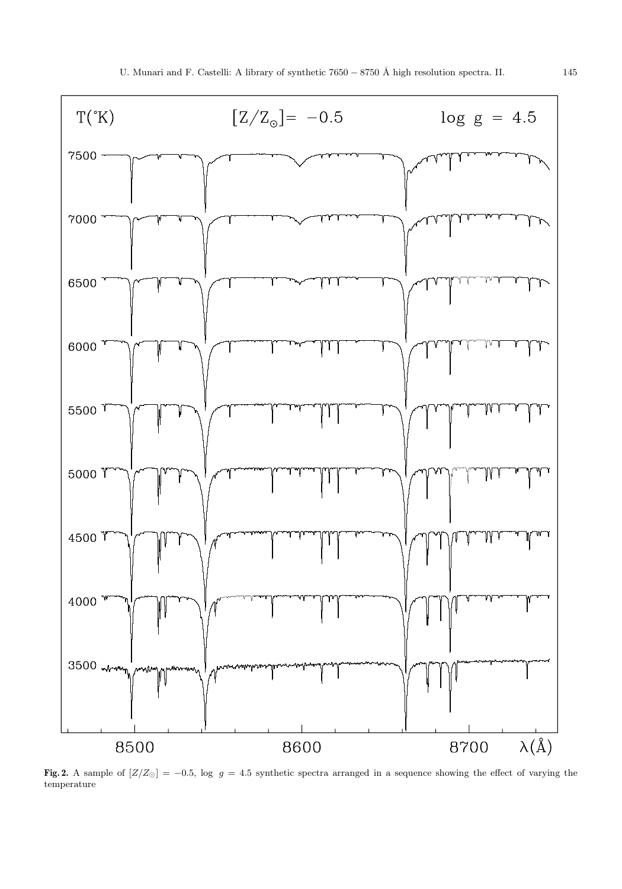**Fig. 2.** A sample of $[Z/Z_{\odot}] = -0.5$, $\log\ g = 4.5$ synthetic spectra arranged in a sequence showing the effect of varying the temperature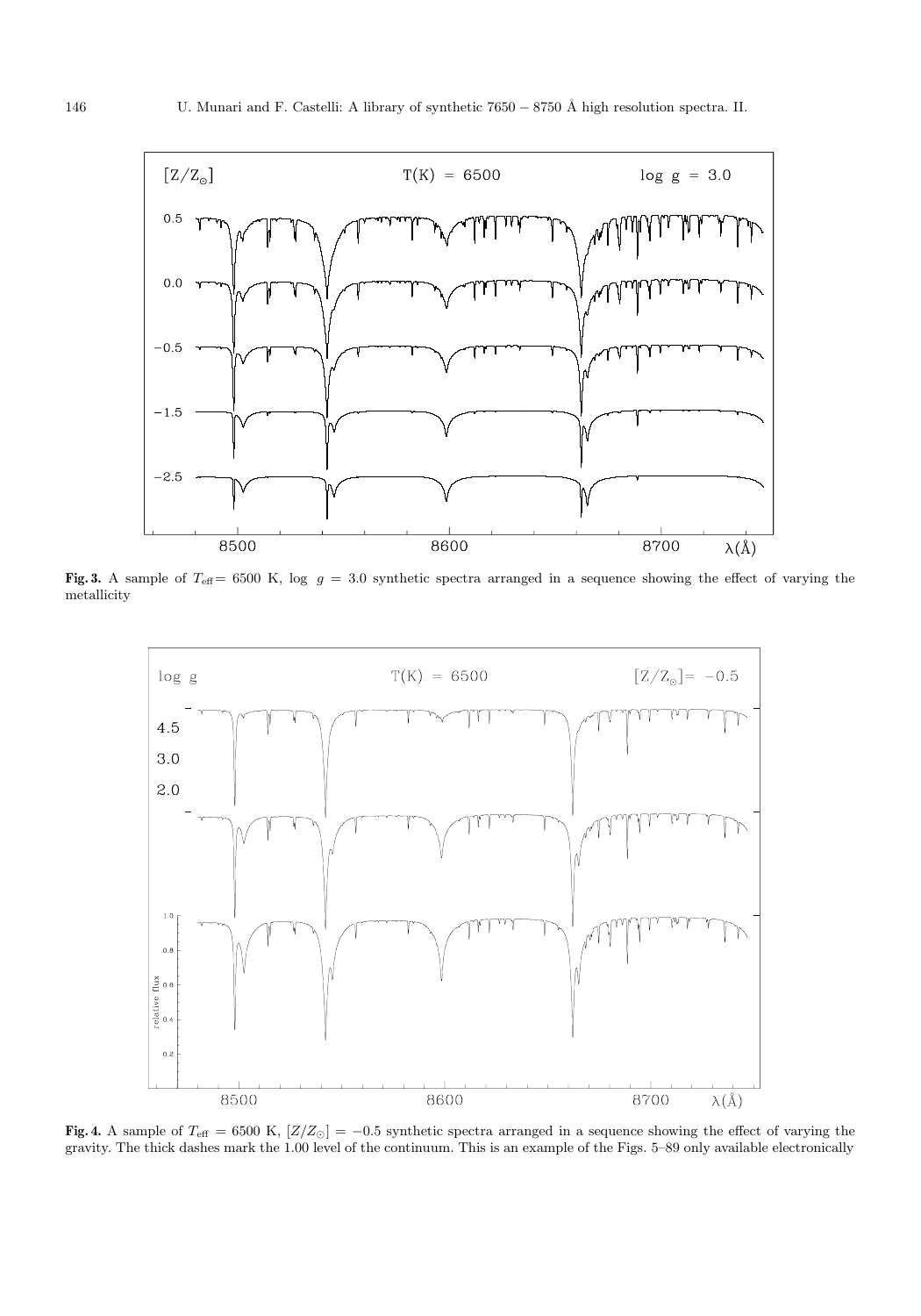**Fig. 3.** A sample of $T_{\rm eff} = 6500$ K, log $g$ = 3.0 synthetic spectra arranged in a sequence showing the effect of varying the metallicity

**Fig. 4.** A sample of $T_{\rm eff}$ = 6500 K, $[Z/Z_{\odot}] = -0.5$ synthetic spectra arranged in a sequence showing the effect of varying the gravity. The thick dashes mark the 1.00 level of the continuum. This is an example of the Figs. 5–89 only available electronically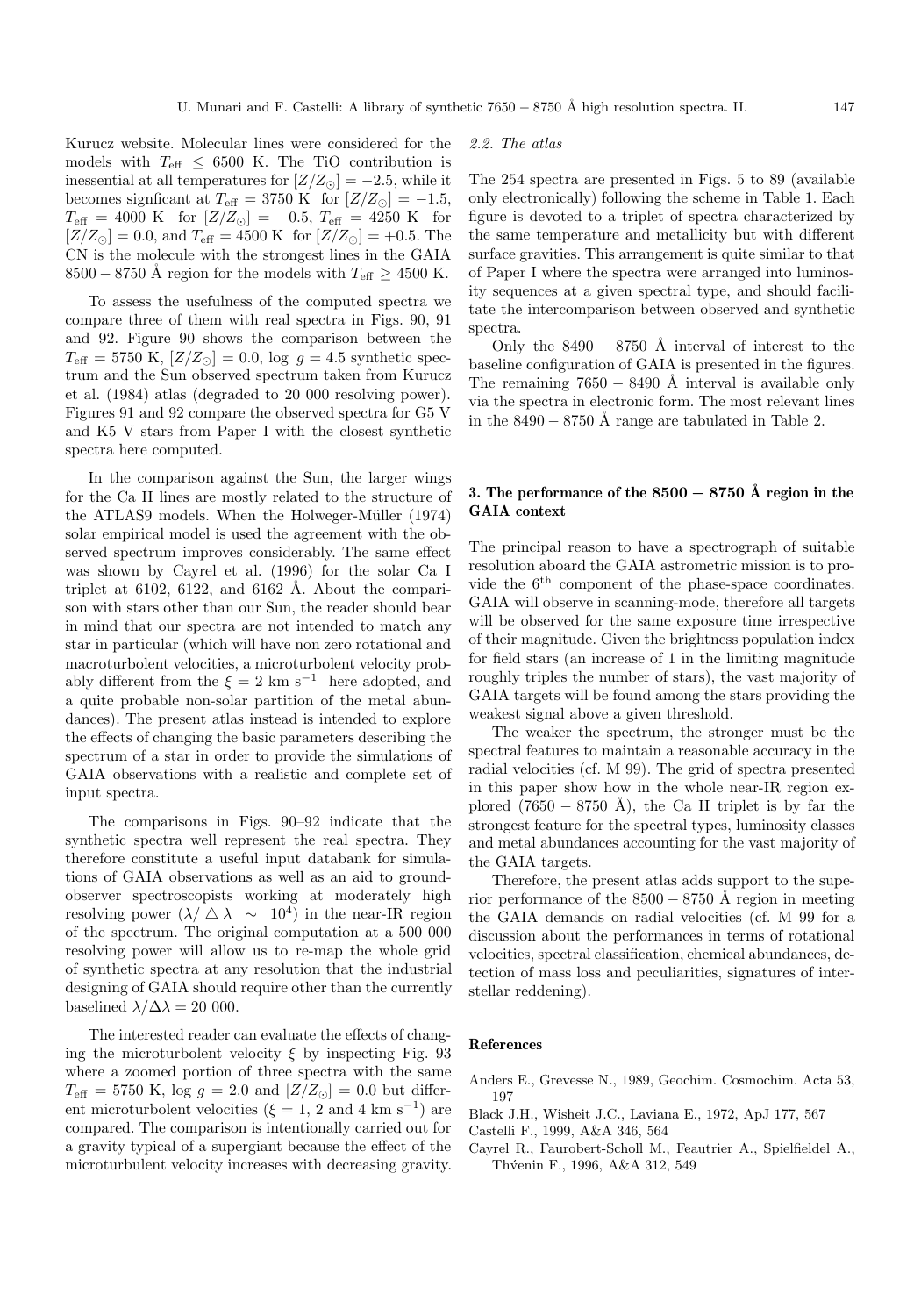Kurucz website. Molecular lines were considered for the models with $T_{\rm eff} \leq 6500$ K. The TiO contribution is inessential at all temperatures for $[Z/Z_{\odot}] = -2.5$, while it becomes signficant at $T_{\rm eff} = 3750$ K for $[Z/Z_{\odot}] = -1.5$, $T_{\rm eff} = 4000$ K for $[Z/Z_{\odot}] = -0.5$, $T_{\rm eff} = 4250$ K for $[Z/Z_{\odot}] = 0.0$, and $T_{\rm eff} = 4500$ K for $[Z/Z_{\odot}] = +0.5$. The CN is the molecule with the strongest lines in the GAIA $8500-8750$ Å region for the models with $T_{\rm eff} \geq 4500$ K.

To assess the usefulness of the computed spectra we compare three of them with real spectra in Figs. 90, 91 and 92. Figure 90 shows the comparison between the $T_{\rm eff} = 5750$ K, $[Z/Z_{\odot}] = 0.0$, $\log\ g = 4.5$ synthetic spectrum and the Sun observed spectrum taken from Kurucz et al. (1984) atlas (degraded to 20 000 resolving power). Figures 91 and 92 compare the observed spectra for G5 V and K5 V stars from Paper I with the closest synthetic spectra here computed.

In the comparison against the Sun, the larger wings for the Ca II lines are mostly related to the structure of the ATLAS9 models. When the Holweger-Müller (1974) solar empirical model is used the agreement with the observed spectrum improves considerably. The same effect was shown by Cayrel et al. (1996) for the solar Ca I triplet at 6102, 6122, and 6162 Å. About the comparison with stars other than our Sun, the reader should bear in mind that our spectra are not intended to match any star in particular (which will have non zero rotational and macroturbolent velocities, a microturbolent velocity probably different from the $\xi = 2$ km s$^{-1}$ here adopted, and a quite probable non-solar partition of the metal abundances). The present atlas instead is intended to explore the effects of changing the basic parameters describing the spectrum of a star in order to provide the simulations of GAIA observations with a realistic and complete set of input spectra.

The comparisons in Figs. 90–92 indicate that the synthetic spectra well represent the real spectra. They therefore constitute a useful input databank for simulations of GAIA observations as well as an aid to ground-observer spectroscopists working at moderately high resolving power ($\lambda/\triangle\lambda \sim 10^4$) in the near-IR region of the spectrum. The original computation at a 500 000 resolving power will allow us to re-map the whole grid of synthetic spectra at any resolution that the industrial designing of GAIA should require other than the currently baselined $\lambda/\Delta\lambda = 20\ 000$.

The interested reader can evaluate the effects of changing the microturbolent velocity $\xi$ by inspecting Fig. 93 where a zoomed portion of three spectra with the same $T_{\rm eff} = 5750$ K, $\log g = 2.0$ and $[Z/Z_{\odot}] = 0.0$ but different microturbolent velocities ($\xi = 1$, 2 and 4 km s$^{-1}$) are compared. The comparison is intentionally carried out for a gravity typical of a supergiant because the effect of the microturbulent velocity increases with decreasing gravity.

*2.2. The atlas*

The 254 spectra are presented in Figs. 5 to 89 (available only electronically) following the scheme in Table 1. Each figure is devoted to a triplet of spectra characterized by the same temperature and metallicity but with different surface gravities. This arrangement is quite similar to that of Paper I where the spectra were arranged into luminosity sequences at a given spectral type, and should facilitate the intercomparison between observed and synthetic spectra.

Only the $8490-8750$ Å interval of interest to the baseline configuration of GAIA is presented in the figures. The remaining $7650-8490$ Å interval is available only via the spectra in electronic form. The most relevant lines in the $8490-8750$ Å range are tabulated in Table 2.

## 3. The performance of the $8500-8750$ Å region in the GAIA context

The principal reason to have a spectrograph of suitable resolution aboard the GAIA astrometric mission is to provide the 6$^{\rm th}$ component of the phase-space coordinates. GAIA will observe in scanning-mode, therefore all targets will be observed for the same exposure time irrespective of their magnitude. Given the brightness population index for field stars (an increase of 1 in the limiting magnitude roughly triples the number of stars), the vast majority of GAIA targets will be found among the stars providing the weakest signal above a given threshold.

The weaker the spectrum, the stronger must be the spectral features to maintain a reasonable accuracy in the radial velocities (cf. M 99). The grid of spectra presented in this paper show how in the whole near-IR region explored ($7650-8750$ Å), the Ca II triplet is by far the strongest feature for the spectral types, luminosity classes and metal abundances accounting for the vast majority of the GAIA targets.

Therefore, the present atlas adds support to the superior performance of the $8500-8750$ Å region in meeting the GAIA demands on radial velocities (cf. M 99 for a discussion about the performances in terms of rotational velocities, spectral classification, chemical abundances, detection of mass loss and peculiarities, signatures of interstellar reddening).

## References

Anders E., Grevesse N., 1989, Geochim. Cosmochim. Acta 53, 197

Black J.H., Wisheit J.C., Laviana E., 1972, ApJ 177, 567

Castelli F., 1999, A&A 346, 564

Cayrel R., Faurobert-Scholl M., Feautrier A., Spielfieldel A., Thv́enin F., 1996, A&A 312, 549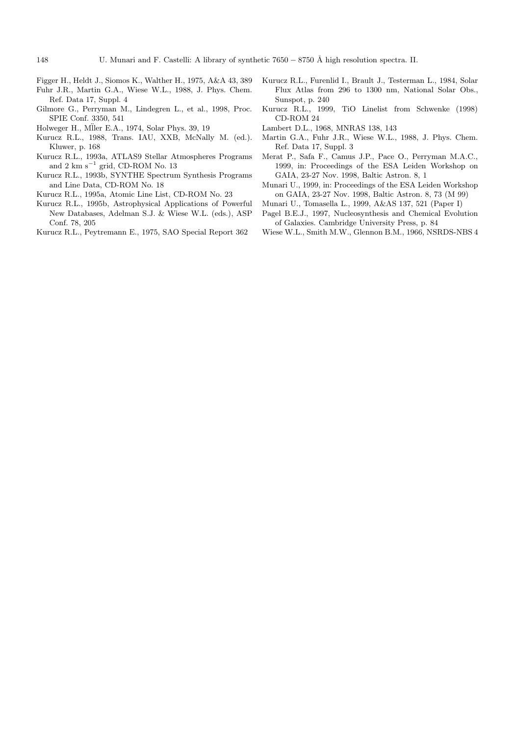Figger H., Heldt J., Siomos K., Walther H., 1975, A&A 43, 389

Fuhr J.R., Martin G.A., Wiese W.L., 1988, J. Phys. Chem. Ref. Data 17, Suppl. 4

Gilmore G., Perryman M., Lindegren L., et al., 1998, Proc. SPIE Conf. 3350, 541

Holweger H., Mller E.A., 1974, Solar Phys. 39, 19

Kurucz R.L., 1988, Trans. IAU, XXB, McNally M. (ed.). Kluwer, p. 168

Kurucz R.L., 1993a, ATLAS9 Stellar Atmospheres Programs and 2 km s$^{-1}$ grid, CD-ROM No. 13

Kurucz R.L., 1993b, SYNTHE Spectrum Synthesis Programs and Line Data, CD-ROM No. 18

Kurucz R.L., 1995a, Atomic Line List, CD-ROM No. 23

Kurucz R.L., 1995b, Astrophysical Applications of Powerful New Databases, Adelman S.J. & Wiese W.L. (eds.), ASP Conf. 78, 205

Kurucz R.L., Peytremann E., 1975, SAO Special Report 362

Kurucz R.L., Furenlid I., Brault J., Testerman L., 1984, Solar Flux Atlas from 296 to 1300 nm, National Solar Obs., Sunspot, p. 240

Kurucz R.L., 1999, TiO Linelist from Schwenke (1998) CD-ROM 24

Lambert D.L., 1968, MNRAS 138, 143

Martin G.A., Fuhr J.R., Wiese W.L., 1988, J. Phys. Chem. Ref. Data 17, Suppl. 3

Merat P., Safa F., Camus J.P., Pace O., Perryman M.A.C., 1999, in: Proceedings of the ESA Leiden Workshop on GAIA, 23-27 Nov. 1998, Baltic Astron. 8, 1

Munari U., 1999, in: Proceedings of the ESA Leiden Workshop on GAIA, 23-27 Nov. 1998, Baltic Astron. 8, 73 (M 99)

Munari U., Tomasella L., 1999, A&AS 137, 521 (Paper I)

Pagel B.E.J., 1997, Nucleosynthesis and Chemical Evolution of Galaxies. Cambridge University Press, p. 84

Wiese W.L., Smith M.W., Glennon B.M., 1966, NSRDS-NBS 4